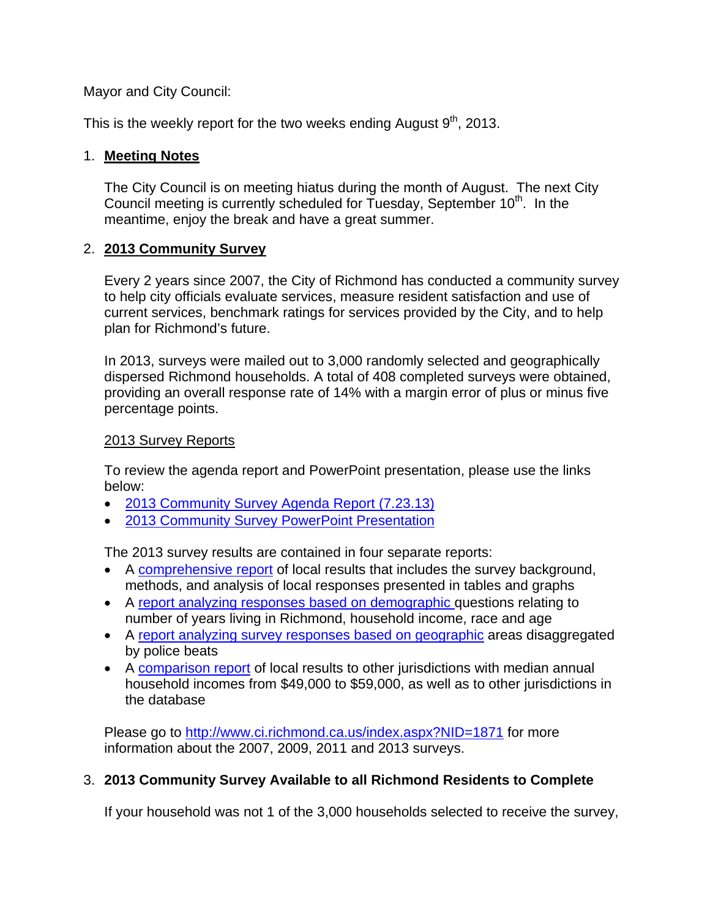Mayor and City Council:

This is the weekly report for the two weeks ending August 9th, 2013.

1. **Meeting Notes**

   The City Council is on meeting hiatus during the month of August. The next City Council meeting is currently scheduled for Tuesday, September 10th. In the meantime, enjoy the break and have a great summer.

2. **2013 Community Survey**

   Every 2 years since 2007, the City of Richmond has conducted a community survey to help city officials evaluate services, measure resident satisfaction and use of current services, benchmark ratings for services provided by the City, and to help plan for Richmond's future.

   In 2013, surveys were mailed out to 3,000 randomly selected and geographically dispersed Richmond households. A total of 408 completed surveys were obtained, providing an overall response rate of 14% with a margin error of plus or minus five percentage points.

   2013 Survey Reports

   To review the agenda report and PowerPoint presentation, please use the links below:
   - 2013 Community Survey Agenda Report (7.23.13)
   - 2013 Community Survey PowerPoint Presentation

   The 2013 survey results are contained in four separate reports:
   - A comprehensive report of local results that includes the survey background, methods, and analysis of local responses presented in tables and graphs
   - A report analyzing responses based on demographic questions relating to number of years living in Richmond, household income, race and age
   - A report analyzing survey responses based on geographic areas disaggregated by police beats
   - A comparison report of local results to other jurisdictions with median annual household incomes from $49,000 to $59,000, as well as to other jurisdictions in the database

   Please go to http://www.ci.richmond.ca.us/index.aspx?NID=1871 for more information about the 2007, 2009, 2011 and 2013 surveys.

3. **2013 Community Survey Available to all Richmond Residents to Complete**

   If your household was not 1 of the 3,000 households selected to receive the survey,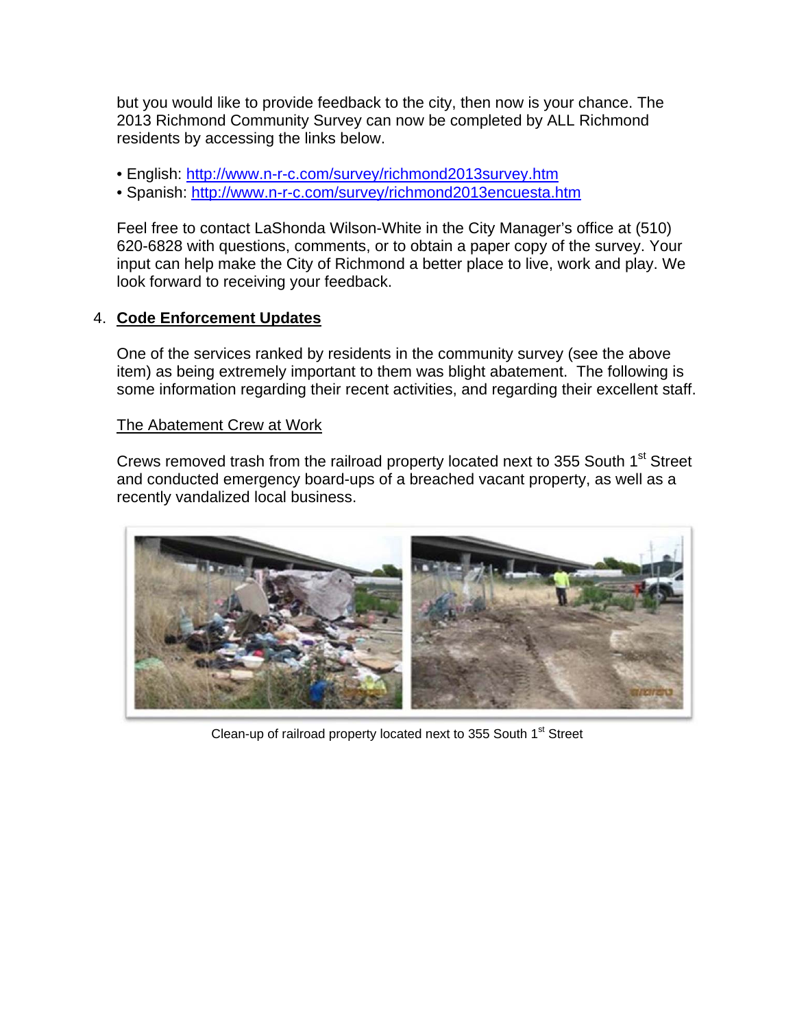but you would like to provide feedback to the city, then now is your chance. The 2013 Richmond Community Survey can now be completed by ALL Richmond residents by accessing the links below.

- English: http://www.n-r-c.com/survey/richmond2013survey.htm
- Spanish: http://www.n-r-c.com/survey/richmond2013encuesta.htm

Feel free to contact LaShonda Wilson-White in the City Manager's office at (510) 620-6828 with questions, comments, or to obtain a paper copy of the survey. Your input can help make the City of Richmond a better place to live, work and play. We look forward to receiving your feedback.

4. **Code Enforcement Updates**

One of the services ranked by residents in the community survey (see the above item) as being extremely important to them was blight abatement. The following is some information regarding their recent activities, and regarding their excellent staff.

The Abatement Crew at Work

Crews removed trash from the railroad property located next to 355 South 1st Street and conducted emergency board-ups of a breached vacant property, as well as a recently vandalized local business.

Clean-up of railroad property located next to 355 South 1st Street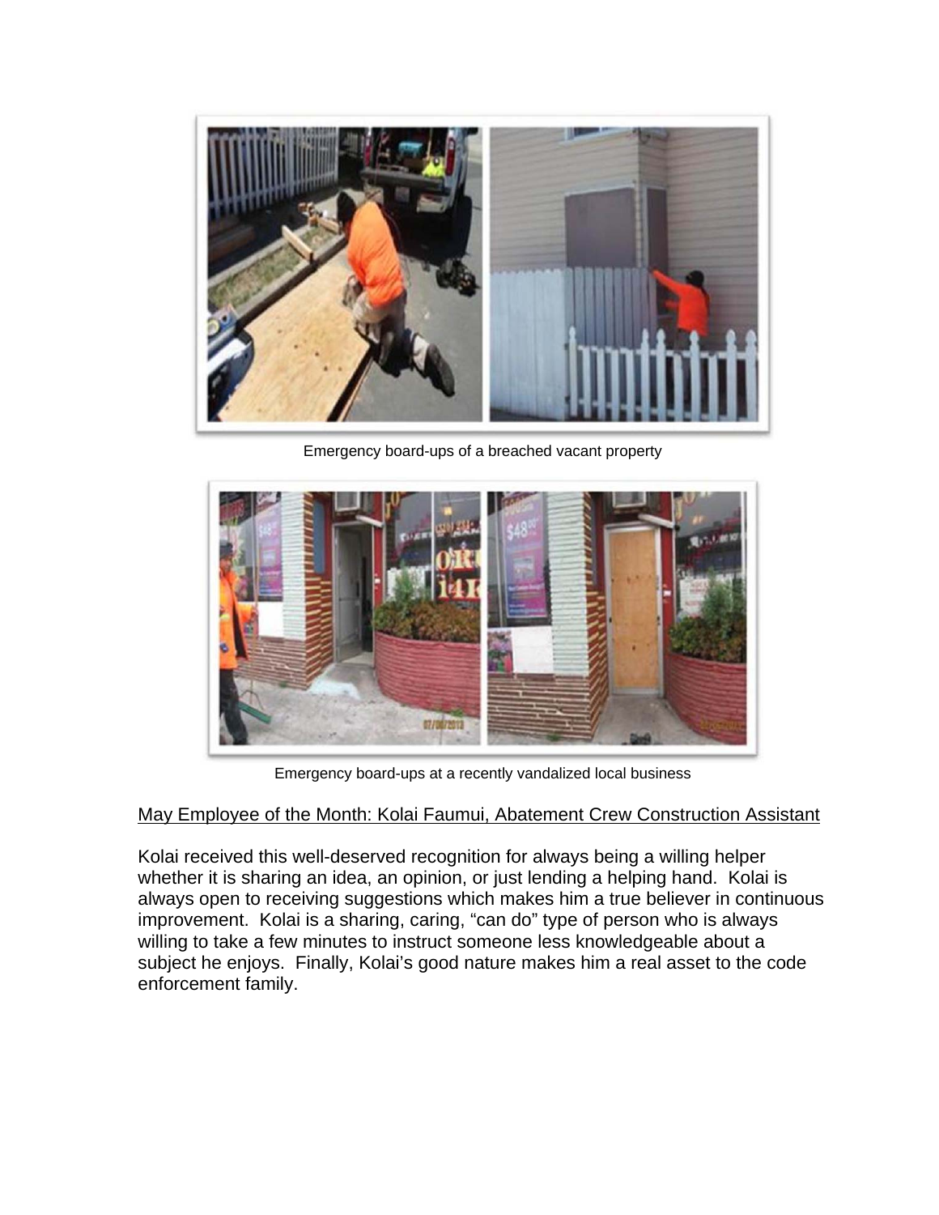Emergency board-ups of a breached vacant property

Emergency board-ups at a recently vandalized local business

<u>May Employee of the Month: Kolai Faumui, Abatement Crew Construction Assistant</u>

Kolai received this well-deserved recognition for always being a willing helper whether it is sharing an idea, an opinion, or just lending a helping hand. Kolai is always open to receiving suggestions which makes him a true believer in continuous improvement. Kolai is a sharing, caring, "can do" type of person who is always willing to take a few minutes to instruct someone less knowledgeable about a subject he enjoys. Finally, Kolai's good nature makes him a real asset to the code enforcement family.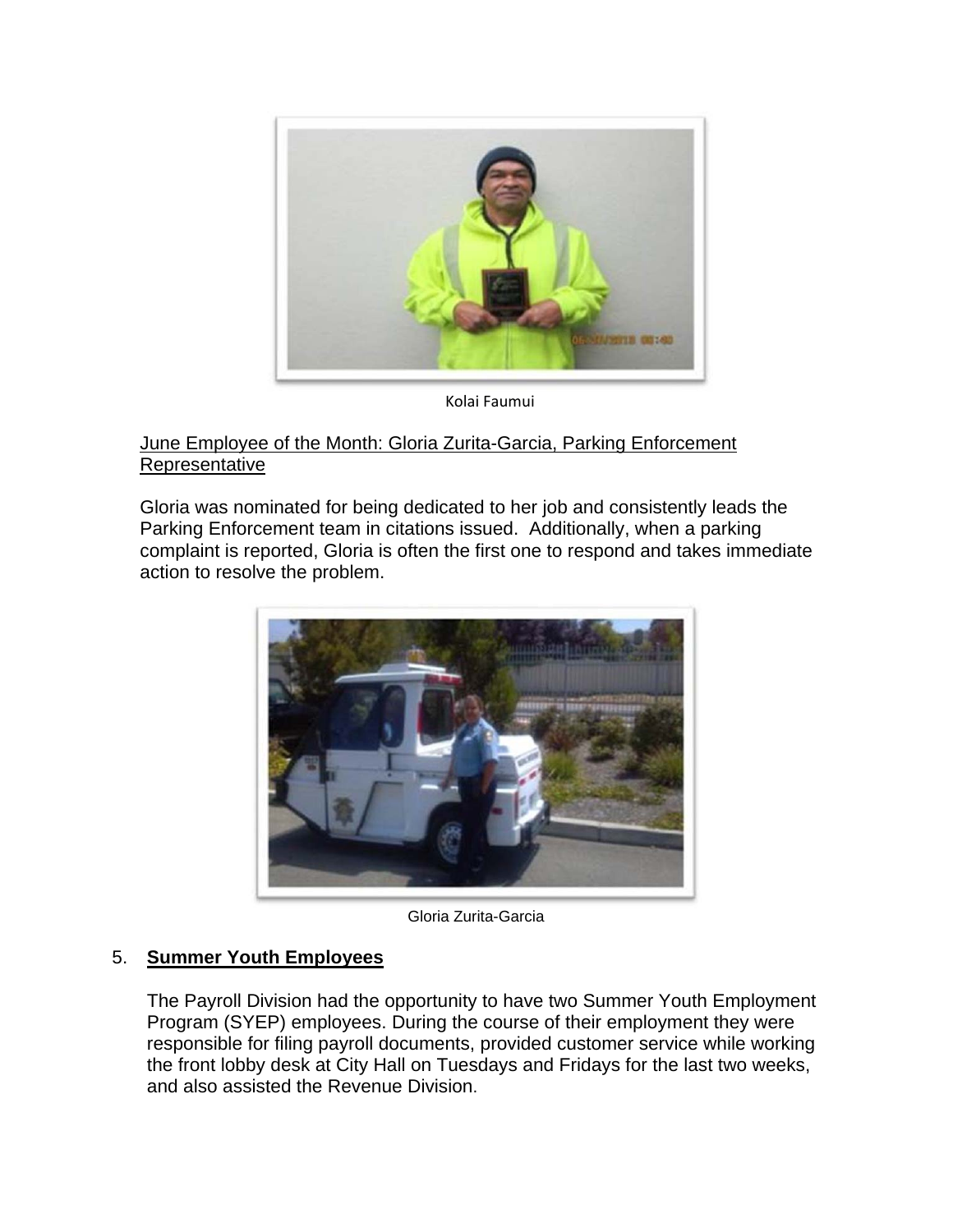Kolai Faumui

June Employee of the Month: Gloria Zurita-Garcia, Parking Enforcement Representative

Gloria was nominated for being dedicated to her job and consistently leads the Parking Enforcement team in citations issued. Additionally, when a parking complaint is reported, Gloria is often the first one to respond and takes immediate action to resolve the problem.

Gloria Zurita-Garcia

5. **Summer Youth Employees**

The Payroll Division had the opportunity to have two Summer Youth Employment Program (SYEP) employees. During the course of their employment they were responsible for filing payroll documents, provided customer service while working the front lobby desk at City Hall on Tuesdays and Fridays for the last two weeks, and also assisted the Revenue Division.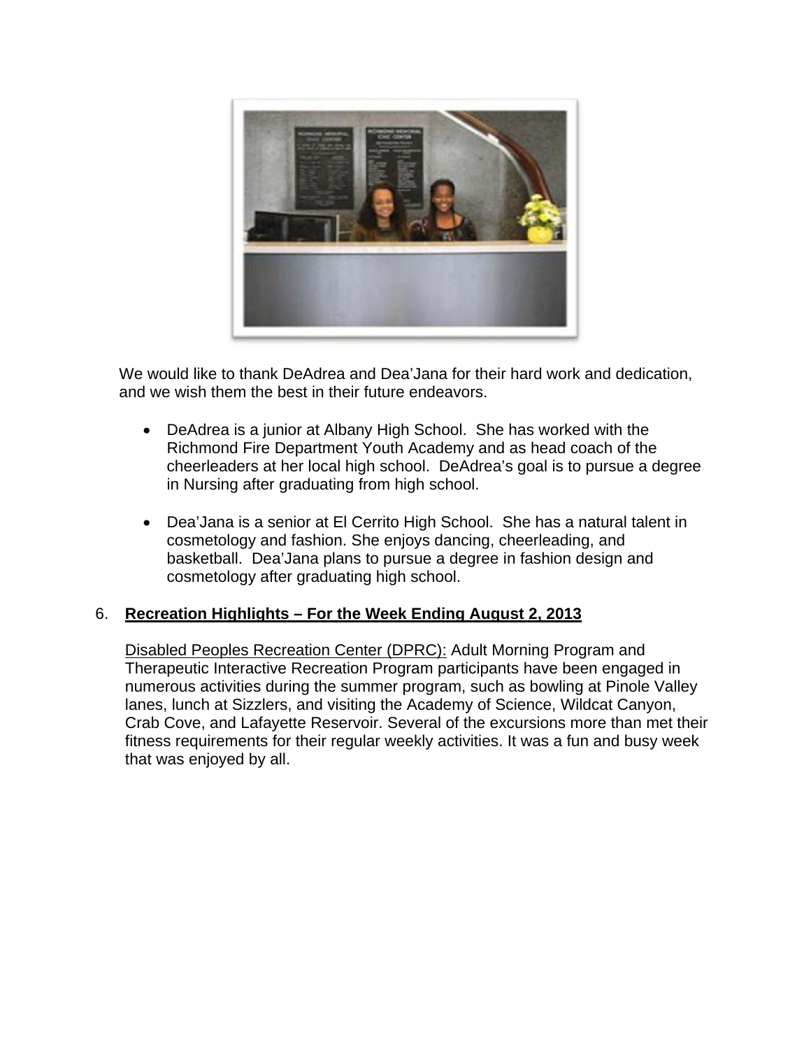We would like to thank DeAdrea and Dea'Jana for their hard work and dedication, and we wish them the best in their future endeavors.

- DeAdrea is a junior at Albany High School. She has worked with the Richmond Fire Department Youth Academy and as head coach of the cheerleaders at her local high school. DeAdrea's goal is to pursue a degree in Nursing after graduating from high school.

- Dea'Jana is a senior at El Cerrito High School. She has a natural talent in cosmetology and fashion. She enjoys dancing, cheerleading, and basketball. Dea'Jana plans to pursue a degree in fashion design and cosmetology after graduating high school.

6. **Recreation Highlights – For the Week Ending August 2, 2013**

Disabled Peoples Recreation Center (DPRC): Adult Morning Program and Therapeutic Interactive Recreation Program participants have been engaged in numerous activities during the summer program, such as bowling at Pinole Valley lanes, lunch at Sizzlers, and visiting the Academy of Science, Wildcat Canyon, Crab Cove, and Lafayette Reservoir. Several of the excursions more than met their fitness requirements for their regular weekly activities. It was a fun and busy week that was enjoyed by all.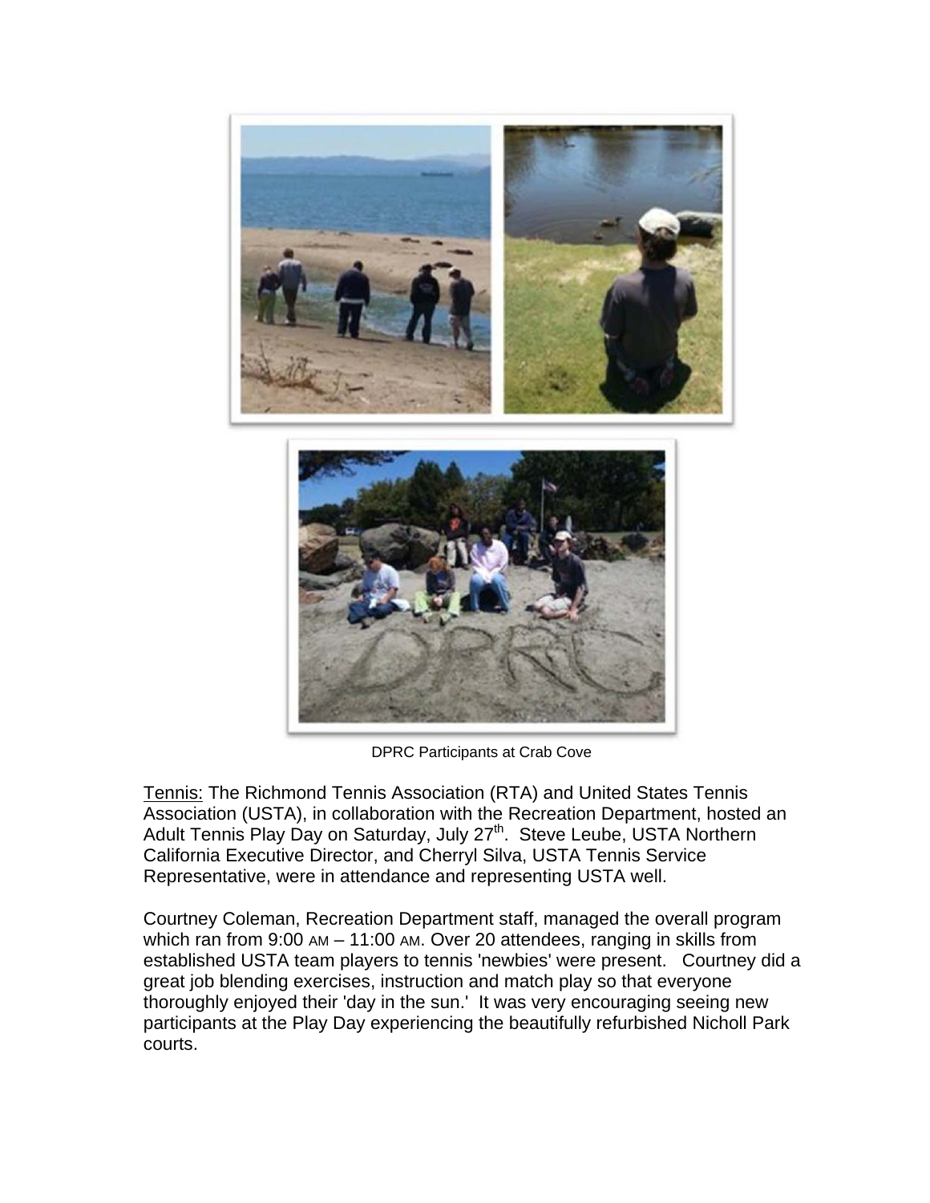DPRC Participants at Crab Cove

Tennis: The Richmond Tennis Association (RTA) and United States Tennis Association (USTA), in collaboration with the Recreation Department, hosted an Adult Tennis Play Day on Saturday, July 27th. Steve Leube, USTA Northern California Executive Director, and Cherryl Silva, USTA Tennis Service Representative, were in attendance and representing USTA well.

Courtney Coleman, Recreation Department staff, managed the overall program which ran from 9:00 AM – 11:00 AM. Over 20 attendees, ranging in skills from established USTA team players to tennis 'newbies' were present. Courtney did a great job blending exercises, instruction and match play so that everyone thoroughly enjoyed their 'day in the sun.' It was very encouraging seeing new participants at the Play Day experiencing the beautifully refurbished Nicholl Park courts.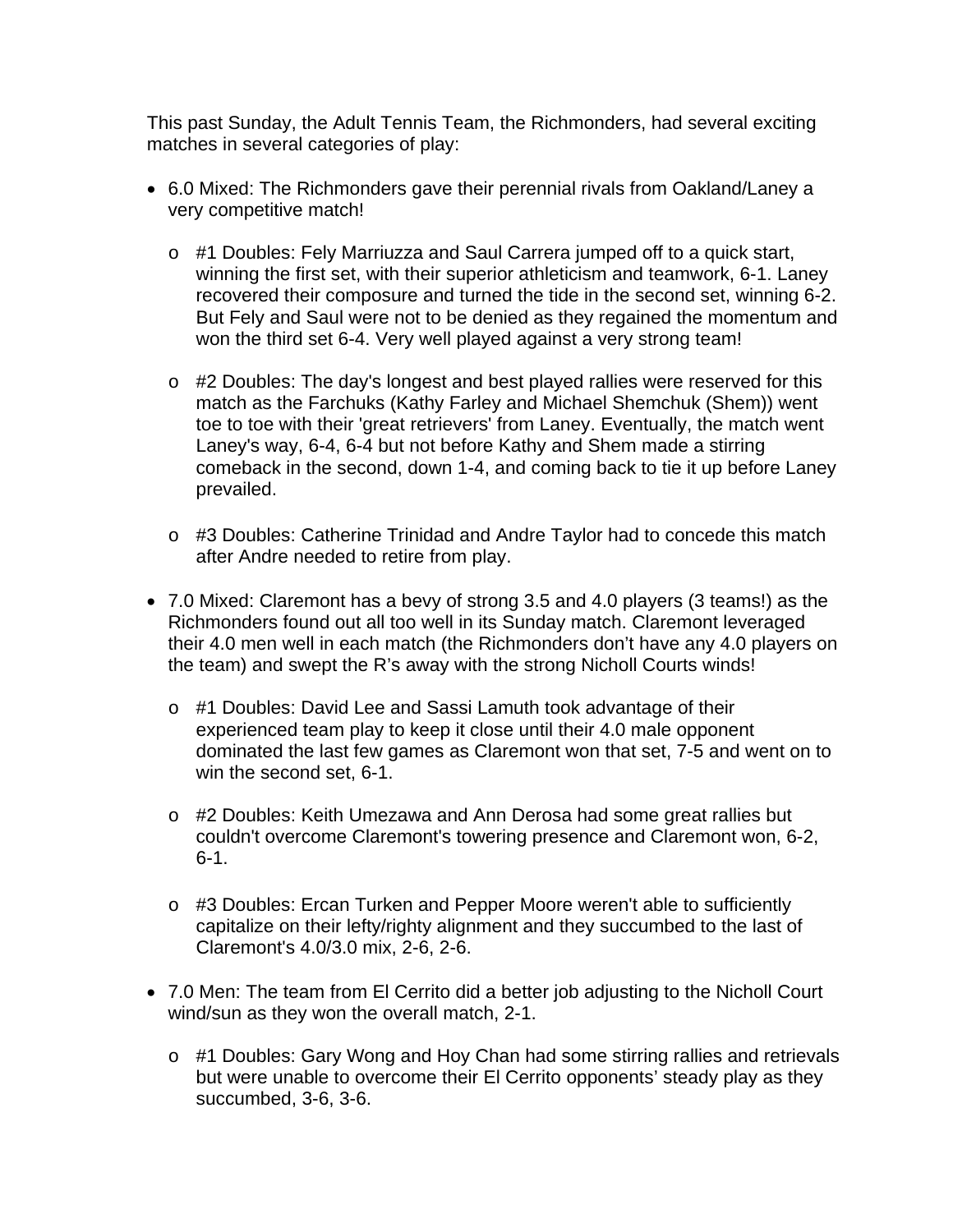This past Sunday, the Adult Tennis Team, the Richmonders, had several exciting matches in several categories of play:

- 6.0 Mixed: The Richmonders gave their perennial rivals from Oakland/Laney a very competitive match!
  - #1 Doubles: Fely Marriuzza and Saul Carrera jumped off to a quick start, winning the first set, with their superior athleticism and teamwork, 6-1. Laney recovered their composure and turned the tide in the second set, winning 6-2. But Fely and Saul were not to be denied as they regained the momentum and won the third set 6-4. Very well played against a very strong team!
  - #2 Doubles: The day's longest and best played rallies were reserved for this match as the Farchuks (Kathy Farley and Michael Shemchuk (Shem)) went toe to toe with their 'great retrievers' from Laney. Eventually, the match went Laney's way, 6-4, 6-4 but not before Kathy and Shem made a stirring comeback in the second, down 1-4, and coming back to tie it up before Laney prevailed.
  - #3 Doubles: Catherine Trinidad and Andre Taylor had to concede this match after Andre needed to retire from play.
- 7.0 Mixed: Claremont has a bevy of strong 3.5 and 4.0 players (3 teams!) as the Richmonders found out all too well in its Sunday match. Claremont leveraged their 4.0 men well in each match (the Richmonders don't have any 4.0 players on the team) and swept the R's away with the strong Nicholl Courts winds!
  - #1 Doubles: David Lee and Sassi Lamuth took advantage of their experienced team play to keep it close until their 4.0 male opponent dominated the last few games as Claremont won that set, 7-5 and went on to win the second set, 6-1.
  - #2 Doubles: Keith Umezawa and Ann Derosa had some great rallies but couldn't overcome Claremont's towering presence and Claremont won, 6-2, 6-1.
  - #3 Doubles: Ercan Turken and Pepper Moore weren't able to sufficiently capitalize on their lefty/righty alignment and they succumbed to the last of Claremont's 4.0/3.0 mix, 2-6, 2-6.
- 7.0 Men: The team from El Cerrito did a better job adjusting to the Nicholl Court wind/sun as they won the overall match, 2-1.
  - #1 Doubles: Gary Wong and Hoy Chan had some stirring rallies and retrievals but were unable to overcome their El Cerrito opponents' steady play as they succumbed, 3-6, 3-6.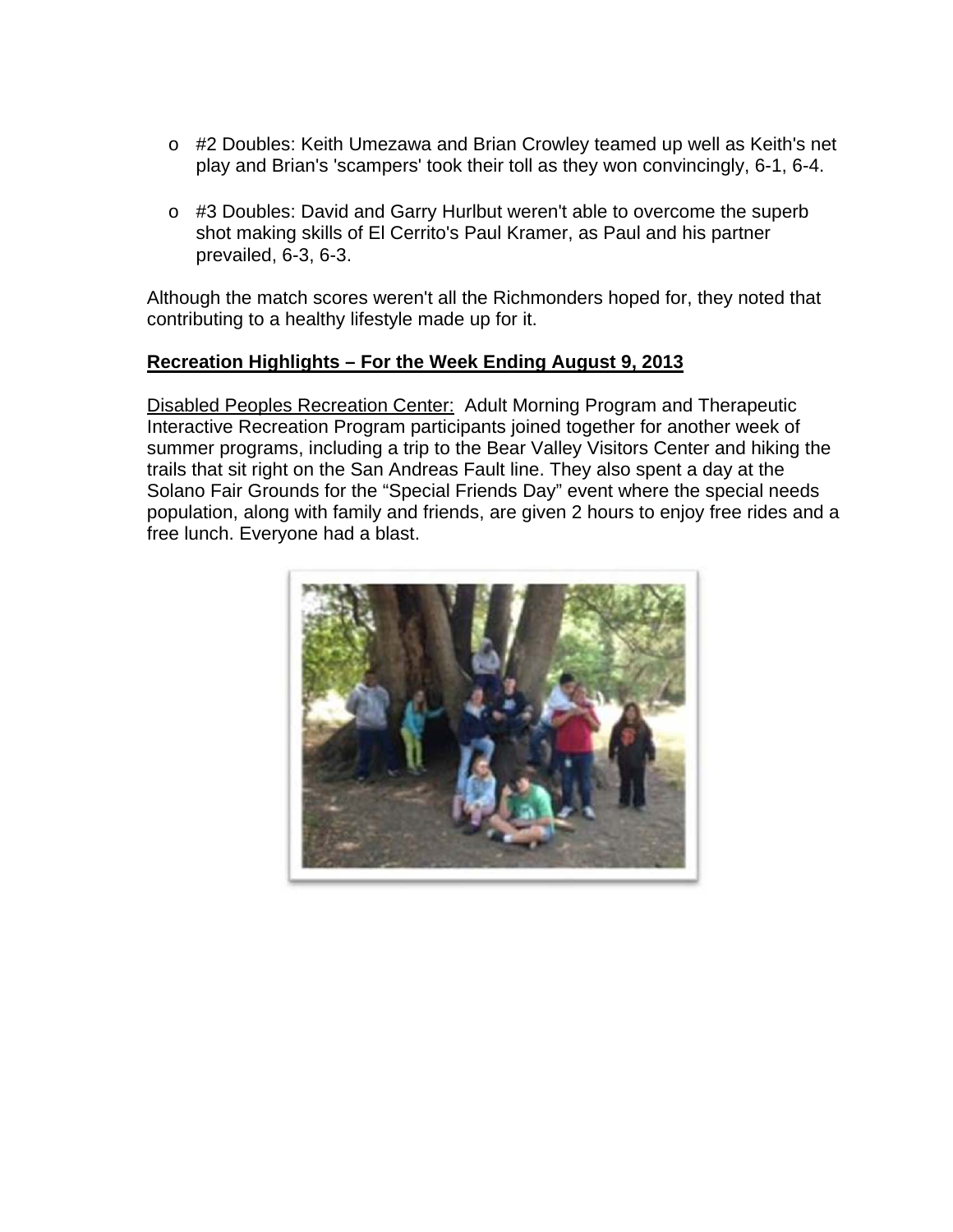- #2 Doubles: Keith Umezawa and Brian Crowley teamed up well as Keith's net play and Brian's 'scampers' took their toll as they won convincingly, 6-1, 6-4.

- #3 Doubles: David and Garry Hurlbut weren't able to overcome the superb shot making skills of El Cerrito's Paul Kramer, as Paul and his partner prevailed, 6-3, 6-3.

Although the match scores weren't all the Richmonders hoped for, they noted that contributing to a healthy lifestyle made up for it.

**Recreation Highlights – For the Week Ending August 9, 2013**

Disabled Peoples Recreation Center: Adult Morning Program and Therapeutic Interactive Recreation Program participants joined together for another week of summer programs, including a trip to the Bear Valley Visitors Center and hiking the trails that sit right on the San Andreas Fault line. They also spent a day at the Solano Fair Grounds for the "Special Friends Day" event where the special needs population, along with family and friends, are given 2 hours to enjoy free rides and a free lunch. Everyone had a blast.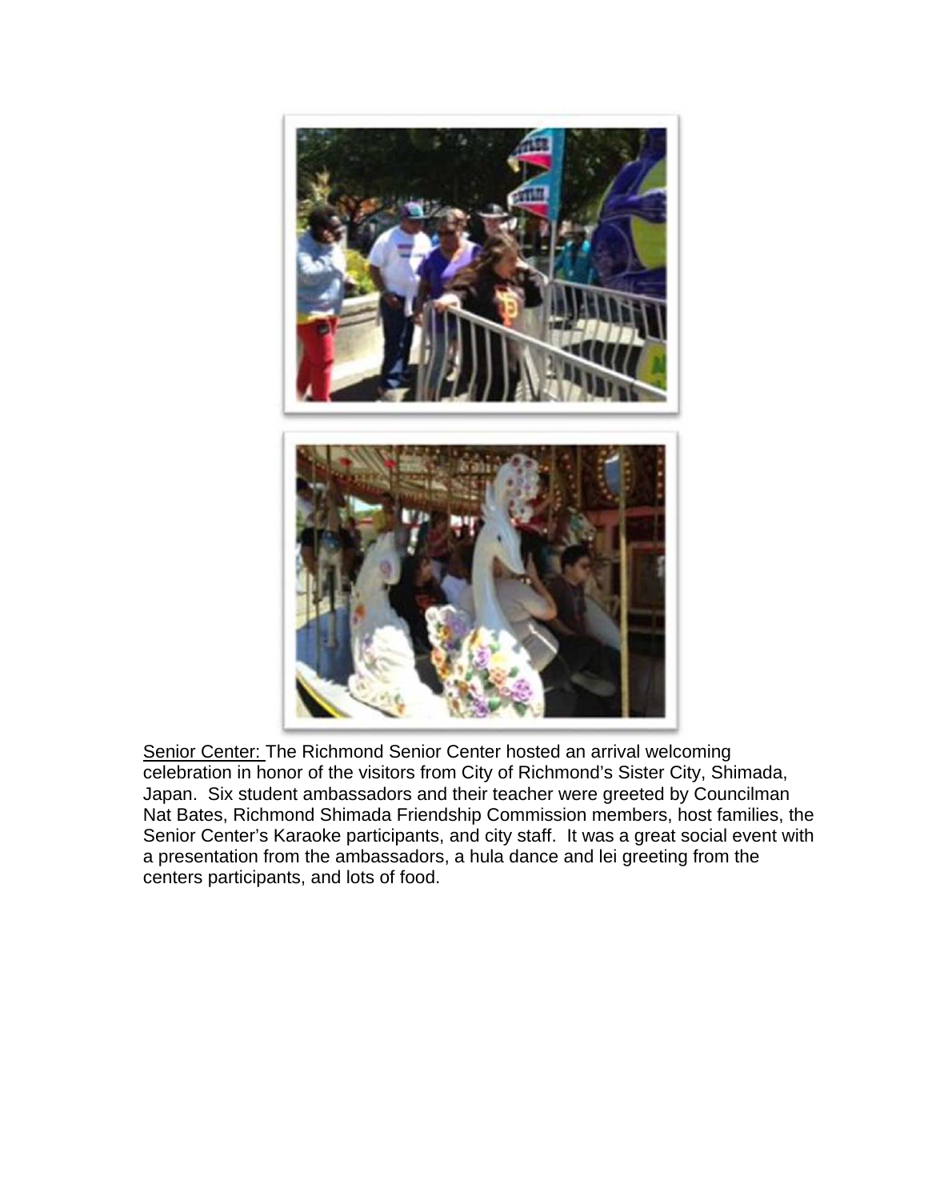<u>Senior Center:</u> The Richmond Senior Center hosted an arrival welcoming celebration in honor of the visitors from City of Richmond's Sister City, Shimada, Japan. Six student ambassadors and their teacher were greeted by Councilman Nat Bates, Richmond Shimada Friendship Commission members, host families, the Senior Center's Karaoke participants, and city staff. It was a great social event with a presentation from the ambassadors, a hula dance and lei greeting from the centers participants, and lots of food.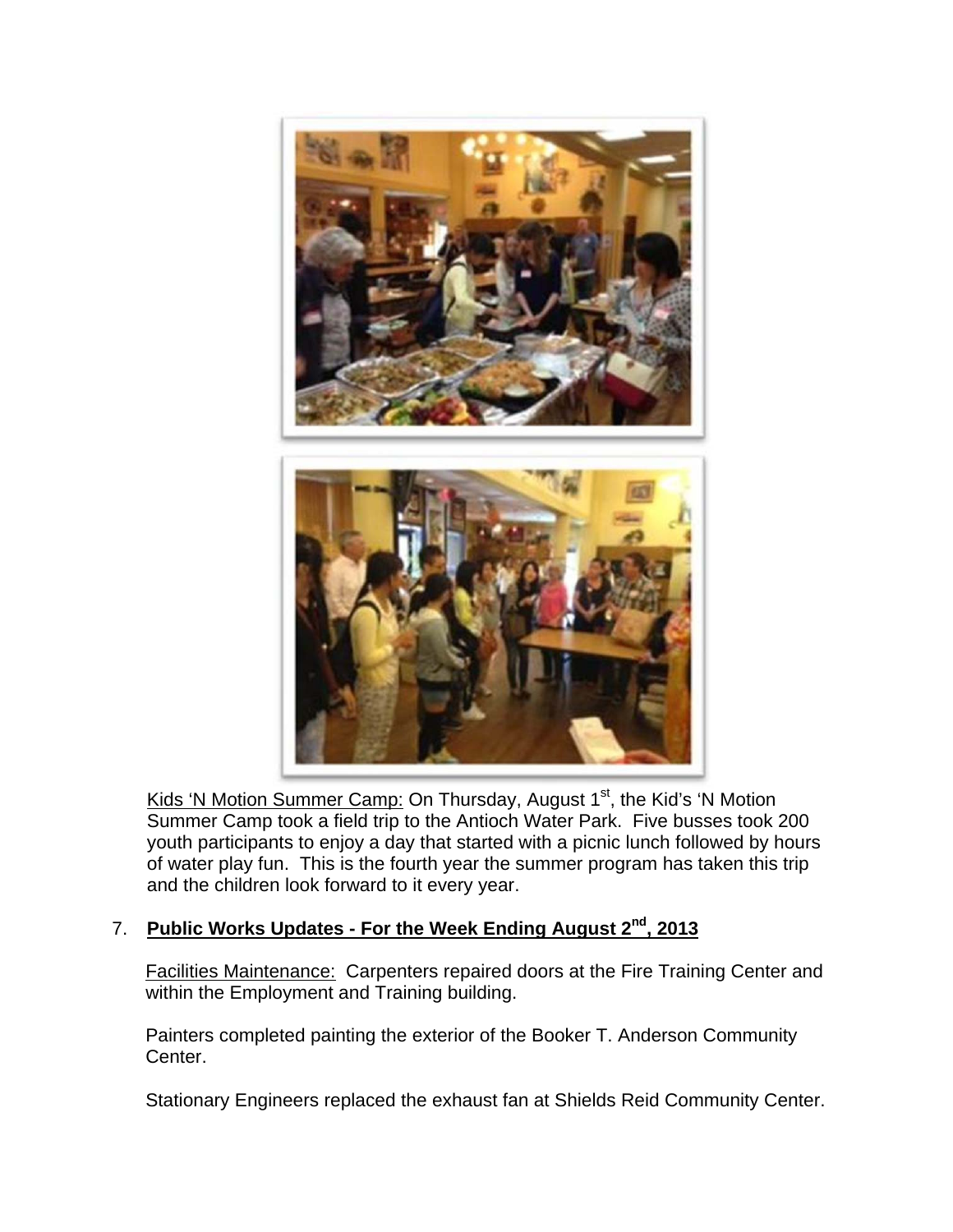Kids 'N Motion Summer Camp: On Thursday, August 1st, the Kid's 'N Motion Summer Camp took a field trip to the Antioch Water Park. Five busses took 200 youth participants to enjoy a day that started with a picnic lunch followed by hours of water play fun. This is the fourth year the summer program has taken this trip and the children look forward to it every year.

## 7. Public Works Updates - For the Week Ending August 2nd, 2013

Facilities Maintenance: Carpenters repaired doors at the Fire Training Center and within the Employment and Training building.

Painters completed painting the exterior of the Booker T. Anderson Community Center.

Stationary Engineers replaced the exhaust fan at Shields Reid Community Center.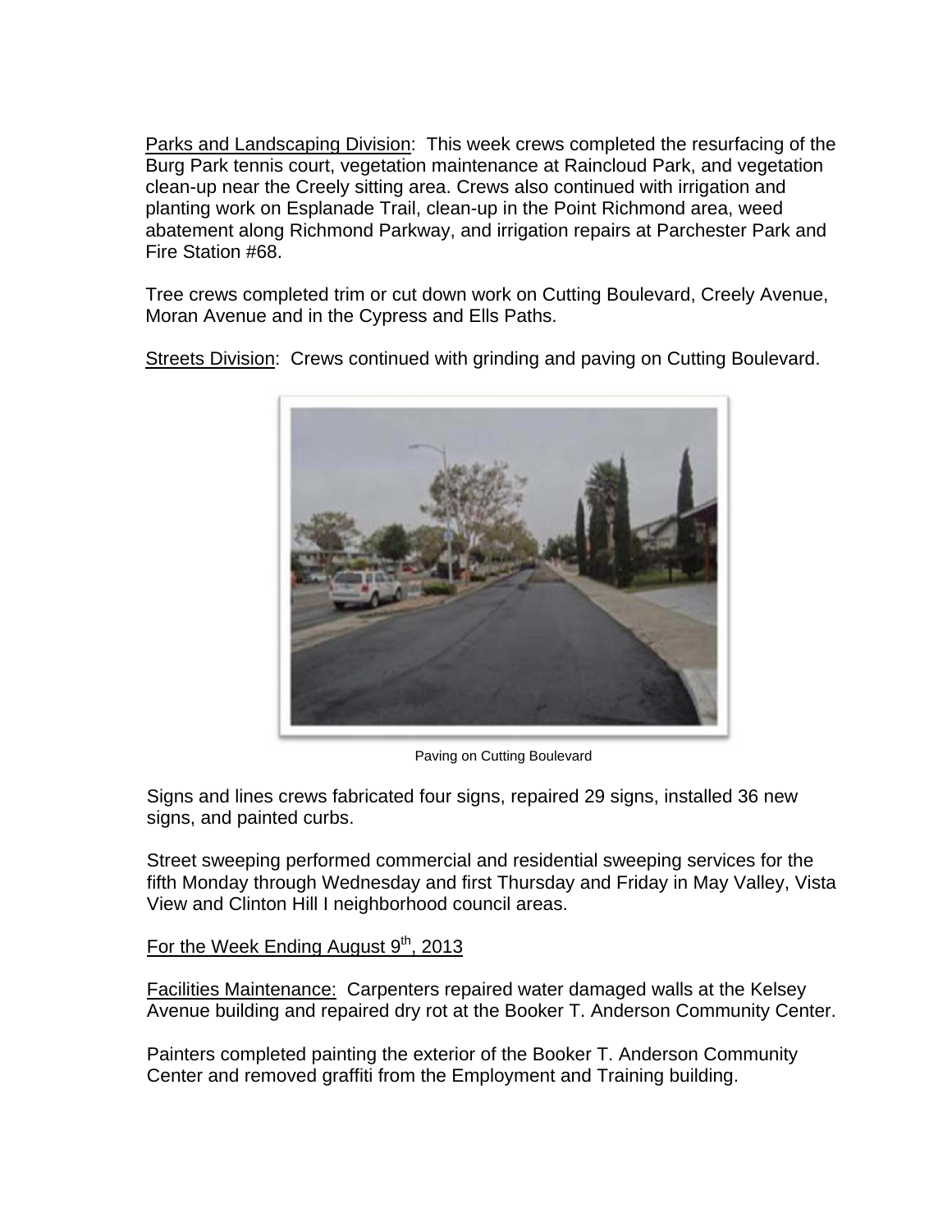Parks and Landscaping Division: This week crews completed the resurfacing of the Burg Park tennis court, vegetation maintenance at Raincloud Park, and vegetation clean-up near the Creely sitting area. Crews also continued with irrigation and planting work on Esplanade Trail, clean-up in the Point Richmond area, weed abatement along Richmond Parkway, and irrigation repairs at Parchester Park and Fire Station #68.

Tree crews completed trim or cut down work on Cutting Boulevard, Creely Avenue, Moran Avenue and in the Cypress and Ells Paths.

Streets Division: Crews continued with grinding and paving on Cutting Boulevard.

Paving on Cutting Boulevard

Signs and lines crews fabricated four signs, repaired 29 signs, installed 36 new signs, and painted curbs.

Street sweeping performed commercial and residential sweeping services for the fifth Monday through Wednesday and first Thursday and Friday in May Valley, Vista View and Clinton Hill I neighborhood council areas.

For the Week Ending August 9th, 2013

Facilities Maintenance: Carpenters repaired water damaged walls at the Kelsey Avenue building and repaired dry rot at the Booker T. Anderson Community Center.

Painters completed painting the exterior of the Booker T. Anderson Community Center and removed graffiti from the Employment and Training building.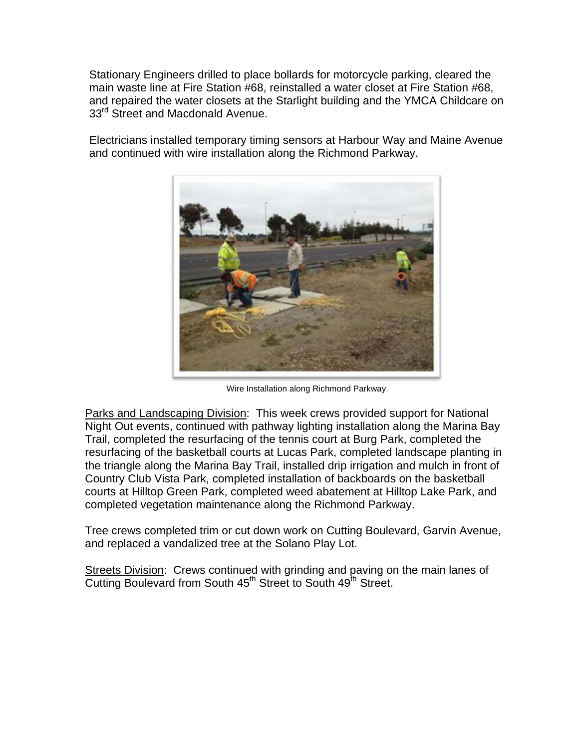Stationary Engineers drilled to place bollards for motorcycle parking, cleared the main waste line at Fire Station #68, reinstalled a water closet at Fire Station #68, and repaired the water closets at the Starlight building and the YMCA Childcare on 33rd Street and Macdonald Avenue.

Electricians installed temporary timing sensors at Harbour Way and Maine Avenue and continued with wire installation along the Richmond Parkway.

Wire Installation along Richmond Parkway

Parks and Landscaping Division: This week crews provided support for National Night Out events, continued with pathway lighting installation along the Marina Bay Trail, completed the resurfacing of the tennis court at Burg Park, completed the resurfacing of the basketball courts at Lucas Park, completed landscape planting in the triangle along the Marina Bay Trail, installed drip irrigation and mulch in front of Country Club Vista Park, completed installation of backboards on the basketball courts at Hilltop Green Park, completed weed abatement at Hilltop Lake Park, and completed vegetation maintenance along the Richmond Parkway.

Tree crews completed trim or cut down work on Cutting Boulevard, Garvin Avenue, and replaced a vandalized tree at the Solano Play Lot.

Streets Division: Crews continued with grinding and paving on the main lanes of Cutting Boulevard from South 45th Street to South 49th Street.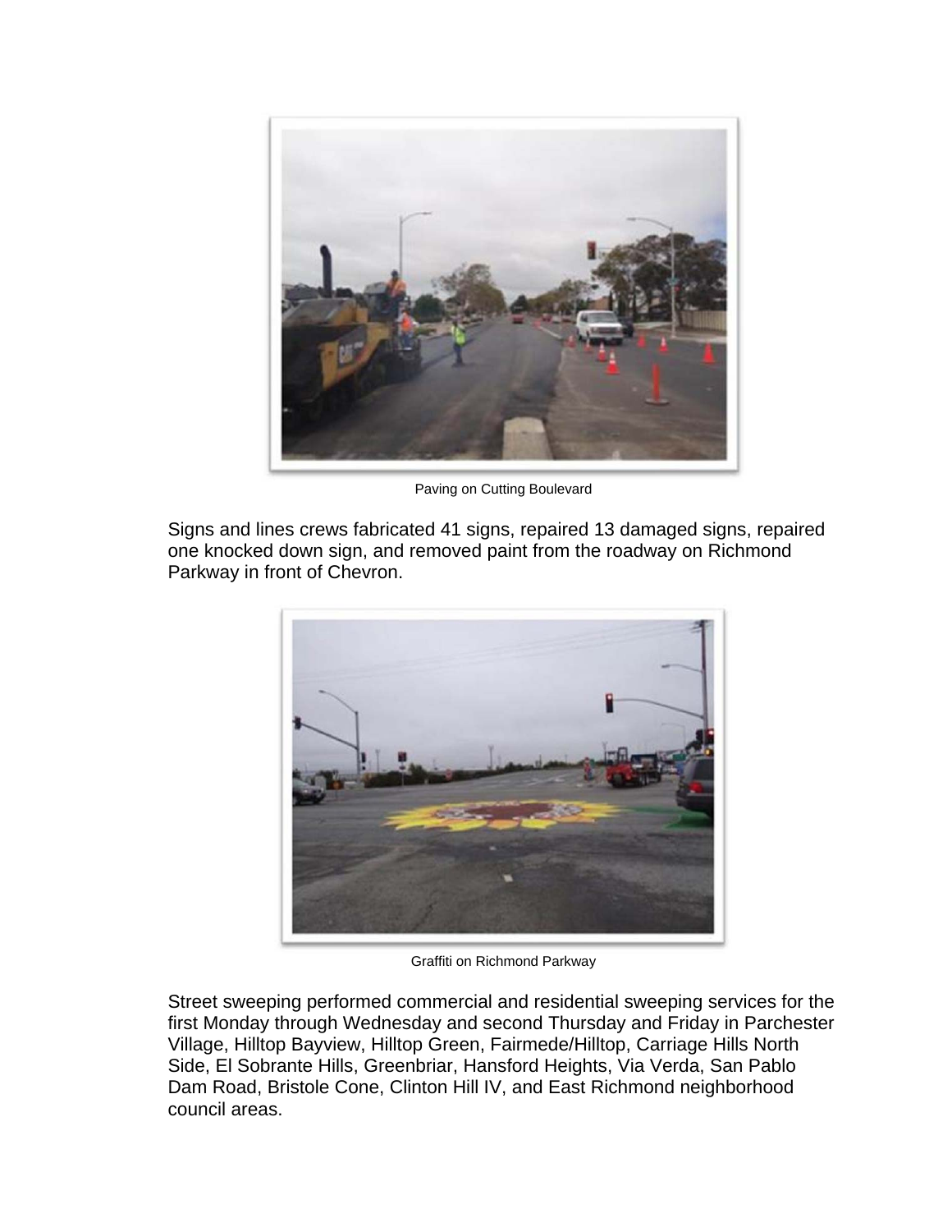Paving on Cutting Boulevard

Signs and lines crews fabricated 41 signs, repaired 13 damaged signs, repaired one knocked down sign, and removed paint from the roadway on Richmond Parkway in front of Chevron.

Graffiti on Richmond Parkway

Street sweeping performed commercial and residential sweeping services for the first Monday through Wednesday and second Thursday and Friday in Parchester Village, Hilltop Bayview, Hilltop Green, Fairmede/Hilltop, Carriage Hills North Side, El Sobrante Hills, Greenbriar, Hansford Heights, Via Verda, San Pablo Dam Road, Bristole Cone, Clinton Hill IV, and East Richmond neighborhood council areas.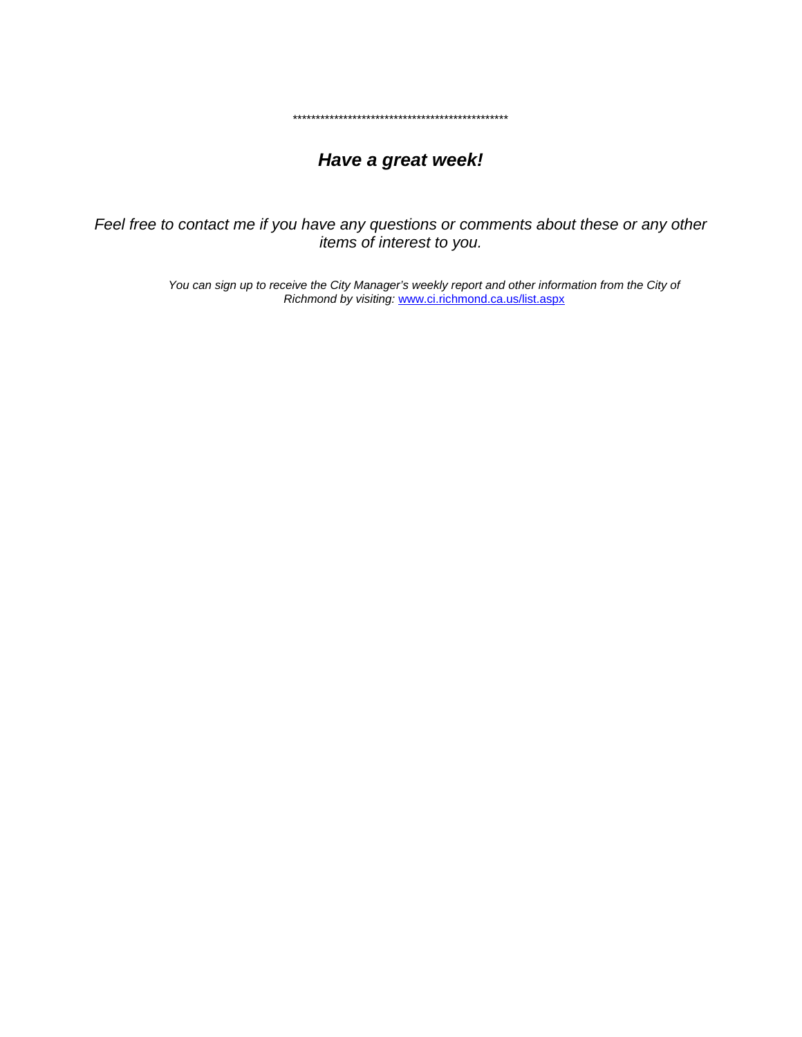\*\*\*\*\*\*\*\*\*\*\*\*\*\*\*\*\*\*\*\*\*\*\*\*\*\*\*\*\*\*\*\*\*\*\*\*\*\*\*\*\*\*\*\*\*\*\*\*

***Have a great week!***

*Feel free to contact me if you have any questions or comments about these or any other items of interest to you.*

*You can sign up to receive the City Manager's weekly report and other information from the City of Richmond by visiting:* [www.ci.richmond.ca.us/list.aspx](http://www.ci.richmond.ca.us/list.aspx)